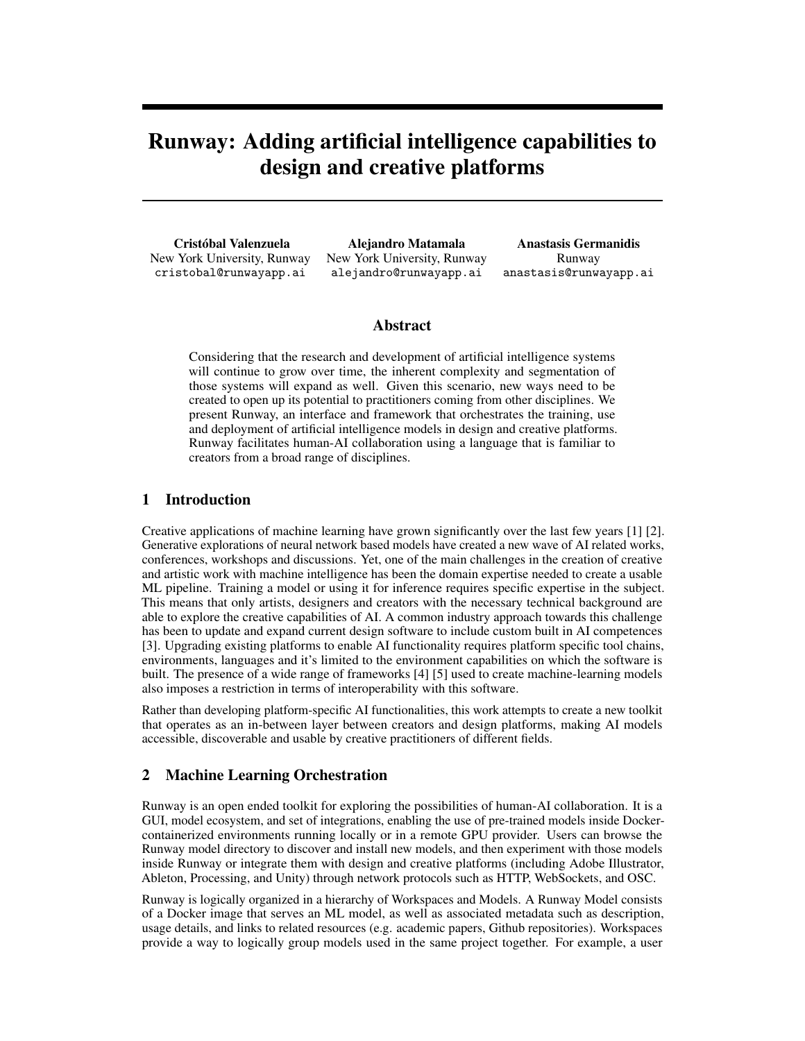# Runway: Adding artificial intelligence capabilities to design and creative platforms

**Cristóbal Valenzuela**
New York University, Runway
cristobal@runwayapp.ai

**Alejandro Matamala**
New York University, Runway
alejandro@runwayapp.ai

**Anastasis Germanidis**
Runway
anastasis@runwayapp.ai

## Abstract

Considering that the research and development of artificial intelligence systems will continue to grow over time, the inherent complexity and segmentation of those systems will expand as well. Given this scenario, new ways need to be created to open up its potential to practitioners coming from other disciplines. We present Runway, an interface and framework that orchestrates the training, use and deployment of artificial intelligence models in design and creative platforms. Runway facilitates human-AI collaboration using a language that is familiar to creators from a broad range of disciplines.

## 1 Introduction

Creative applications of machine learning have grown significantly over the last few years [1] [2]. Generative explorations of neural network based models have created a new wave of AI related works, conferences, workshops and discussions. Yet, one of the main challenges in the creation of creative and artistic work with machine intelligence has been the domain expertise needed to create a usable ML pipeline. Training a model or using it for inference requires specific expertise in the subject. This means that only artists, designers and creators with the necessary technical background are able to explore the creative capabilities of AI. A common industry approach towards this challenge has been to update and expand current design software to include custom built in AI competences [3]. Upgrading existing platforms to enable AI functionality requires platform specific tool chains, environments, languages and it's limited to the environment capabilities on which the software is built. The presence of a wide range of frameworks [4] [5] used to create machine-learning models also imposes a restriction in terms of interoperability with this software.

Rather than developing platform-specific AI functionalities, this work attempts to create a new toolkit that operates as an in-between layer between creators and design platforms, making AI models accessible, discoverable and usable by creative practitioners of different fields.

## 2 Machine Learning Orchestration

Runway is an open ended toolkit for exploring the possibilities of human-AI collaboration. It is a GUI, model ecosystem, and set of integrations, enabling the use of pre-trained models inside Docker-containerized environments running locally or in a remote GPU provider. Users can browse the Runway model directory to discover and install new models, and then experiment with those models inside Runway or integrate them with design and creative platforms (including Adobe Illustrator, Ableton, Processing, and Unity) through network protocols such as HTTP, WebSockets, and OSC.

Runway is logically organized in a hierarchy of Workspaces and Models. A Runway Model consists of a Docker image that serves an ML model, as well as associated metadata such as description, usage details, and links to related resources (e.g. academic papers, Github repositories). Workspaces provide a way to logically group models used in the same project together. For example, a user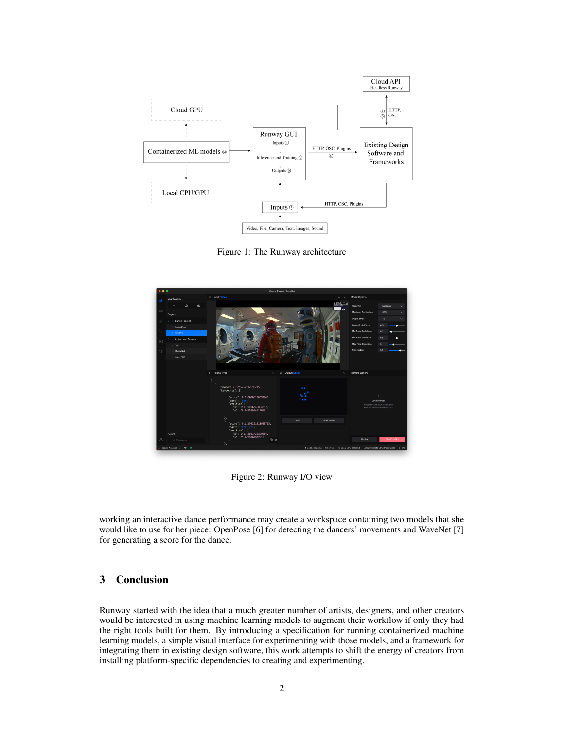Figure 1: The Runway architecture

Figure 2: Runway I/O view

working an interactive dance performance may create a workspace containing two models that she would like to use for her piece: OpenPose [6] for detecting the dancers' movements and WaveNet [7] for generating a score for the dance.

## 3 Conclusion

Runway started with the idea that a much greater number of artists, designers, and other creators would be interested in using machine learning models to augment their workflow if only they had the right tools built for them. By introducing a specification for running containerized machine learning models, a simple visual interface for experimenting with those models, and a framework for integrating them in existing design software, this work attempts to shift the energy of creators from installing platform-specific dependencies to creating and experimenting.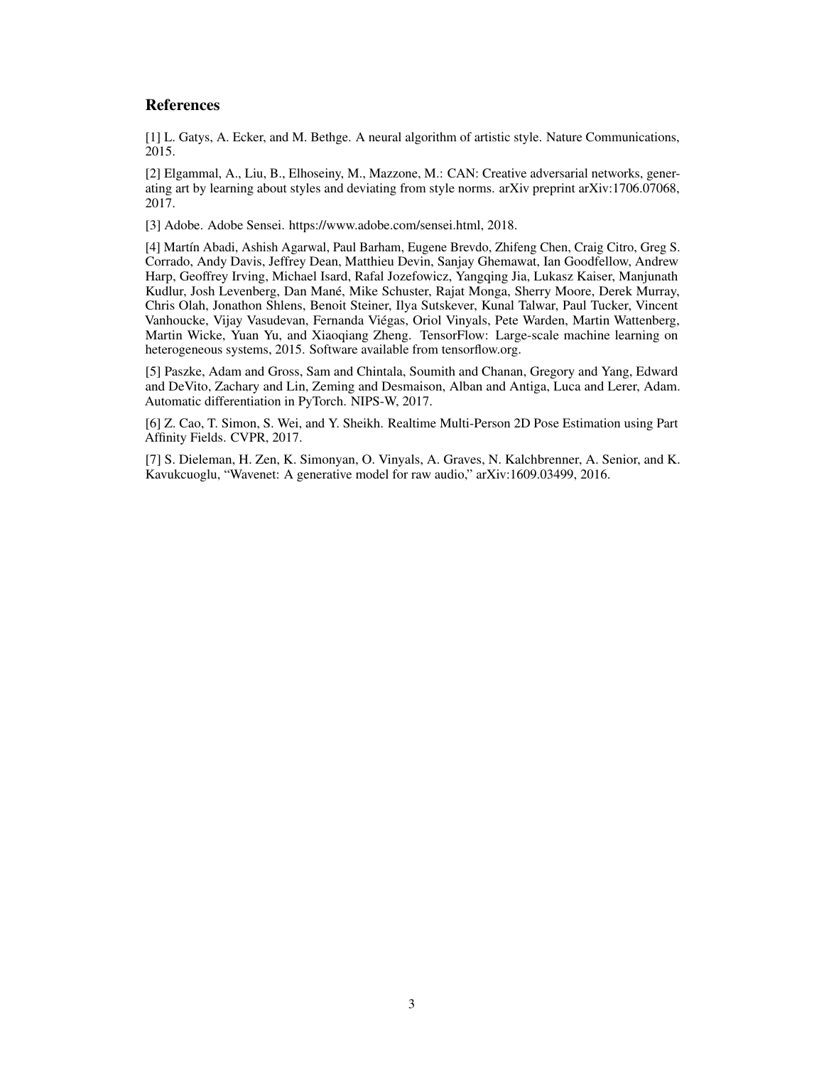## References

[1] L. Gatys, A. Ecker, and M. Bethge. A neural algorithm of artistic style. Nature Communications, 2015.

[2] Elgammal, A., Liu, B., Elhoseiny, M., Mazzone, M.: CAN: Creative adversarial networks, generating art by learning about styles and deviating from style norms. arXiv preprint arXiv:1706.07068, 2017.

[3] Adobe. Adobe Sensei. https://www.adobe.com/sensei.html, 2018.

[4] Martín Abadi, Ashish Agarwal, Paul Barham, Eugene Brevdo, Zhifeng Chen, Craig Citro, Greg S. Corrado, Andy Davis, Jeffrey Dean, Matthieu Devin, Sanjay Ghemawat, Ian Goodfellow, Andrew Harp, Geoffrey Irving, Michael Isard, Rafal Jozefowicz, Yangqing Jia, Lukasz Kaiser, Manjunath Kudlur, Josh Levenberg, Dan Mané, Mike Schuster, Rajat Monga, Sherry Moore, Derek Murray, Chris Olah, Jonathon Shlens, Benoit Steiner, Ilya Sutskever, Kunal Talwar, Paul Tucker, Vincent Vanhoucke, Vijay Vasudevan, Fernanda Viégas, Oriol Vinyals, Pete Warden, Martin Wattenberg, Martin Wicke, Yuan Yu, and Xiaoqiang Zheng. TensorFlow: Large-scale machine learning on heterogeneous systems, 2015. Software available from tensorflow.org.

[5] Paszke, Adam and Gross, Sam and Chintala, Soumith and Chanan, Gregory and Yang, Edward and DeVito, Zachary and Lin, Zeming and Desmaison, Alban and Antiga, Luca and Lerer, Adam. Automatic differentiation in PyTorch. NIPS-W, 2017.

[6] Z. Cao, T. Simon, S. Wei, and Y. Sheikh. Realtime Multi-Person 2D Pose Estimation using Part Affinity Fields. CVPR, 2017.

[7] S. Dieleman, H. Zen, K. Simonyan, O. Vinyals, A. Graves, N. Kalchbrenner, A. Senior, and K. Kavukcuoglu, "Wavenet: A generative model for raw audio," arXiv:1609.03499, 2016.